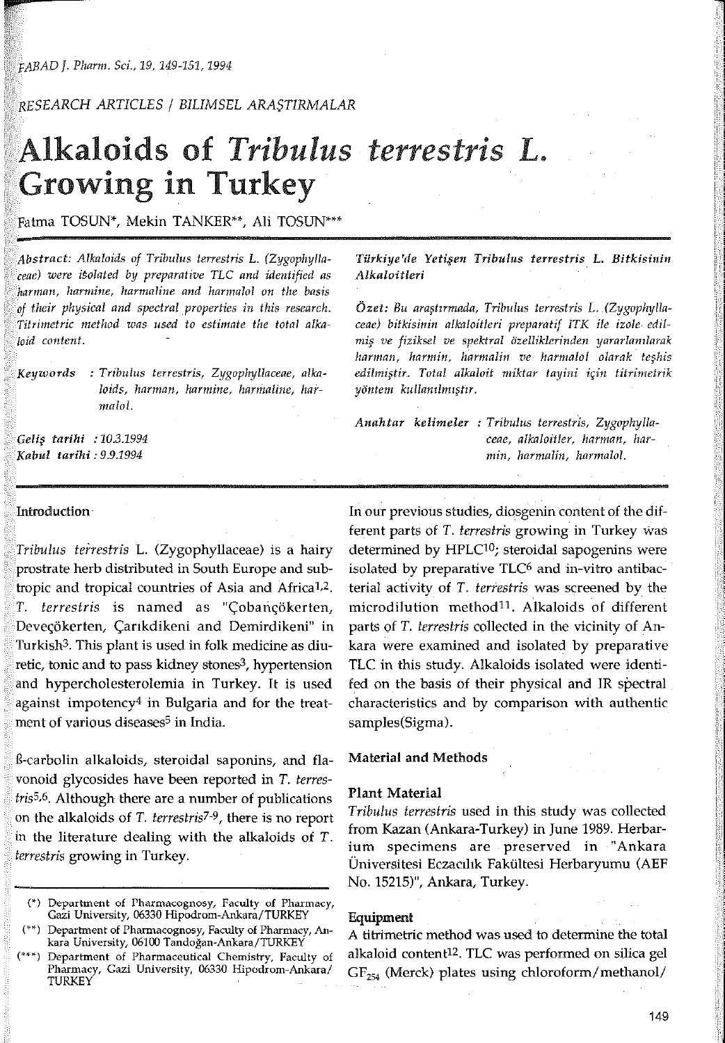RESEARCH ARTICLES / BILIMSEL ARAŞTIRMALAR

# Alkaloids of *Tribulus terrestris* L. Growing in Turkey

Fatma TOSUN*, Mekin TANKER**, Ali TOSUN***

*Abstract: Alkaloids of Tribulus terrestris L. (Zygophyllaceae) were isolated by preparative TLC and identified as harman, harmine, harmaline and harmalol on the basis of their physical and spectral properties in this research. Titrimetric method was used to estimate the total alkaloid content.*

*Keywords* : *Tribulus terrestris, Zygophyllaceae, alkaloids, harman, harmine, harmaline, harmalol.*

*Geliş tarihi* : *10.3.1994*
*Kabul tarihi* : *9.9.1994*

***Türkiye'de Yetişen Tribulus terrestris L. Bitkisinin Alkaloitleri***

*Özet: Bu araştırmada, Tribulus terrestris L. (Zygophyllaceae) bitkisinin alkaloitleri preparatif İTK ile izole edilmiş ve fiziksel ve spektral özelliklerinden yararlanılarak harman, harmin, harmalin ve harmalol olarak teşhis edilmiştir. Total alkaloit miktar tayini için titrimetrik yöntem kullanılmıştır.*

*Anahtar kelimeler* : *Tribulus terrestris, Zygophyllaceae, alkaloitler, harman, harmin, harmalin, harmalol.*

## Introduction

*Tribulus terrestris* L. (Zygophyllaceae) is a hairy prostrate herb distributed in South Europe and subtropic and tropical countries of Asia and Africa[1,2]. *T. terrestris* is named as "Çobançökerten, Deveçökerten, Çarıkdikeni and Demirdikeni" in Turkish[3]. This plant is used in folk medicine as diuretic, tonic and to pass kidney stones[3], hypertension and hypercholesterolemia in Turkey. It is used against impotency[4] in Bulgaria and for the treatment of various diseases[5] in India.

ß-carbolin alkaloids, steroidal saponins, and flavonoid glycosides have been reported in *T. terrestris*[5,6]. Although there are a number of publications on the alkaloids of *T. terrestris*[7-9], there is no report in the literature dealing with the alkaloids of *T. terrestris* growing in Turkey.

In our previous studies, diosgenin content of the different parts of *T. terrestris* growing in Turkey was determined by HPLC[10]; steroidal sapogenins were isolated by preparative TLC[6] and in-vitro antibacterial activity of *T. terrestris* was screened by the microdilution method[11]. Alkaloids of different parts of *T. terrestris* collected in the vicinity of Ankara were examined and isolated by preparative TLC in this study. Alkaloids isolated were identifed on the basis of their physical and IR spectral characteristics and by comparison with authentic samples(Sigma).

## Material and Methods

### Plant Material

*Tribulus terrestris* used in this study was collected from Kazan (Ankara-Turkey) in June 1989. Herbarium specimens are preserved in "Ankara Üniversitesi Eczacılık Fakültesi Herbaryumu (AEF No. 15215)", Ankara, Turkey.

### Equipment

A titrimetric method was used to determine the total alkaloid content[12]. TLC was performed on silica gel $GF_{254}$ (Merck) plates using chloroform/methanol/

(*) Department of Pharmacognosy, Faculty of Pharmacy, Gazi University, 06330 Hipodrom-Ankara/TURKEY
(**) Department of Pharmacognosy, Faculty of Pharmacy, Ankara University, 06100 Tandoğan-Ankara/TURKEY
(***) Department of Pharmaceutical Chemistry, Faculty of Pharmacy, Gazi University, 06330 Hipodrom-Ankara/TURKEY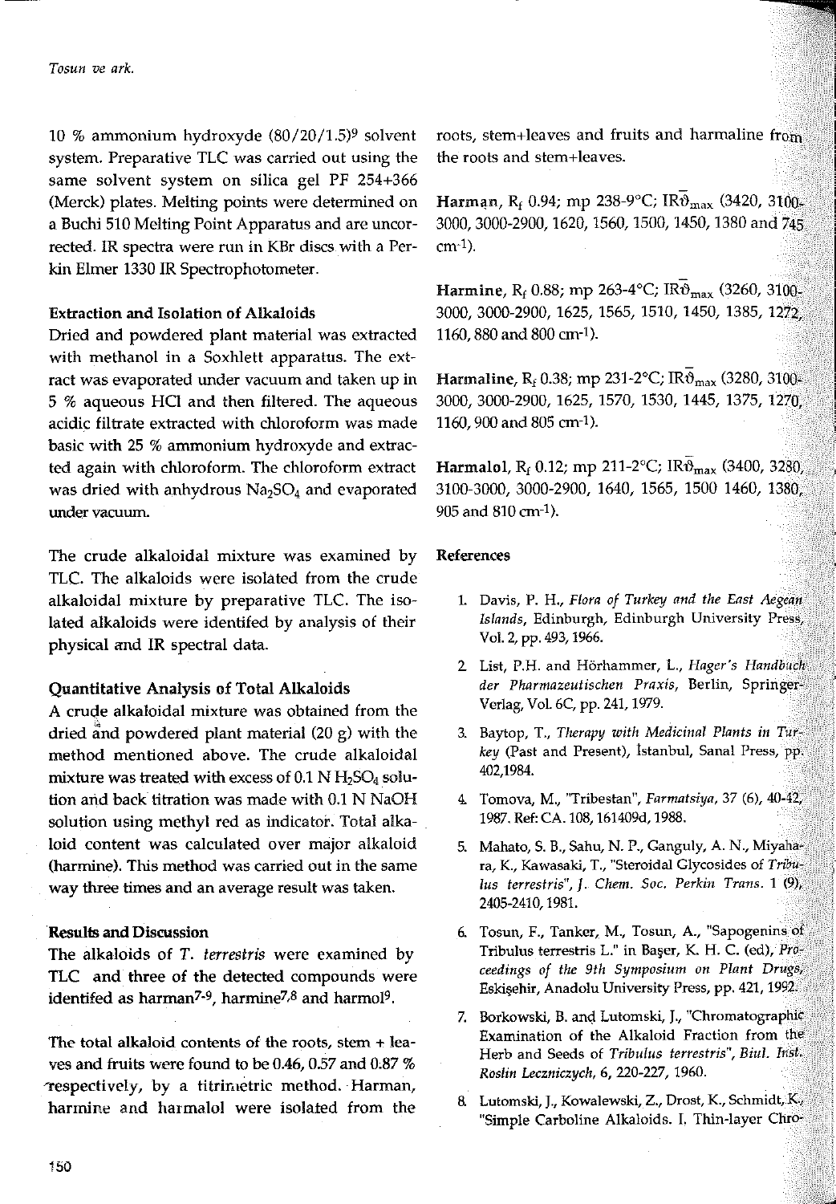10 % ammonium hydroxyde (80/20/1.5)[9] solvent system. Preparative TLC was carried out using the same solvent system on silica gel PF 254+366 (Merck) plates. Melting points were determined on a Buchi 510 Melting Point Apparatus and are uncorrected. IR spectra were run in KBr discs with a Perkin Elmer 1330 IR Spectrophotometer.

### Extraction and Isolation of Alkaloids

Dried and powdered plant material was extracted with methanol in a Soxhlett apparatus. The extract was evaporated under vacuum and taken up in 5 % aqueous HCl and then filtered. The aqueous acidic filtrate extracted with chloroform was made basic with 25 % ammonium hydroxyde and extracted again with chloroform. The chloroform extract was dried with anhydrous $Na_2SO_4$ and evaporated under vacuum.

The crude alkaloidal mixture was examined by TLC. The alkaloids were isolated from the crude alkaloidal mixture by preparative TLC. The isolated alkaloids were identifed by analysis of their physical and IR spectral data.

### Quantitative Analysis of Total Alkaloids

A crude alkaloidal mixture was obtained from the dried and powdered plant material (20 g) with the method mentioned above. The crude alkaloidal mixture was treated with excess of 0.1 N $H_2SO_4$ solution and back titration was made with 0.1 N NaOH solution using methyl red as indicator. Total alkaloid content was calculated over major alkaloid (harmine). This method was carried out in the same way three times and an average result was taken.

### Results and Discussion

The alkaloids of *T. terrestris* were examined by TLC and three of the detected compounds were identifed as harman[7-9], harmine[7,8] and harmol[9].

The total alkaloid contents of the roots, stem + leaves and fruits were found to be 0.46, 0.57 and 0.87 % respectively, by a titrimetric method. Harman, harmine and harmalol were isolated from the roots, stem+leaves and fruits and harmaline from the roots and stem+leaves.

**Harman**, $R_f$ 0.94; mp 238-9°C; $IR\bar{\vartheta}_{max}$ (3420, 3100-3000, 3000-2900, 1620, 1560, 1500, 1450, 1380 and 745 $cm^{-1}$).

**Harmine**, $R_f$ 0.88; mp 263-4°C; $IR\bar{\vartheta}_{max}$ (3260, 3100-3000, 3000-2900, 1625, 1565, 1510, 1450, 1385, 1272, 1160, 880 and 800 $cm^{-1}$).

**Harmaline**, $R_f$ 0.38; mp 231-2°C; $IR\bar{\vartheta}_{max}$ (3280, 3100-3000, 3000-2900, 1625, 1570, 1530, 1445, 1375, 1270, 1160, 900 and 805 $cm^{-1}$).

**Harmalol**, $R_f$ 0.12; mp 211-2°C; $IR\bar{\vartheta}_{max}$ (3400, 3280, 3100-3000, 3000-2900, 1640, 1565, 1500 1460, 1380, 905 and 810 $cm^{-1}$).

### References

1. Davis, P. H., *Flora of Turkey and the East Aegean Islands*, Edinburgh, Edinburgh University Press, Vol. 2, pp. 493, 1966.
2. List, P.H. and Hörhammer, L., *Hager's Handbuch der Pharmazeutischen Praxis*, Berlin, Springer-Verlag, Vol. 6C, pp. 241, 1979.
3. Baytop, T., *Therapy with Medicinal Plants in Turkey* (Past and Present), İstanbul, Sanal Press, pp. 402,1984.
4. Tomova, M., "Tribestan", *Farmatsiya*, 37 (6), 40-42, 1987. Ref: CA. 108, 161409d, 1988.
5. Mahato, S. B., Sahu, N. P., Ganguly, A. N., Miyahara, K., Kawasaki, T., "Steroidal Glycosides of *Tribulus terrestris*", *J. Chem. Soc. Perkin Trans.* 1 (9), 2405-2410, 1981.
6. Tosun, F., Tanker, M., Tosun, A., "Sapogenins of Tribulus terrestris L." in Başer, K. H. C. (ed), *Proceedings of the 9th Symposium on Plant Drugs*, Eskişehir, Anadolu University Press, pp. 421, 1992.
7. Borkowski, B. and Lutomski, J., "Chromatographic Examination of the Alkaloid Fraction from the Herb and Seeds of *Tribulus terrestris*", *Biul. Inst. Roslin Leczniczych*, 6, 220-227, 1960.
8. Lutomski, J., Kowalewski, Z., Drost, K., Schmidt, K., "Simple Carboline Alkaloids. I. Thin-layer Chro-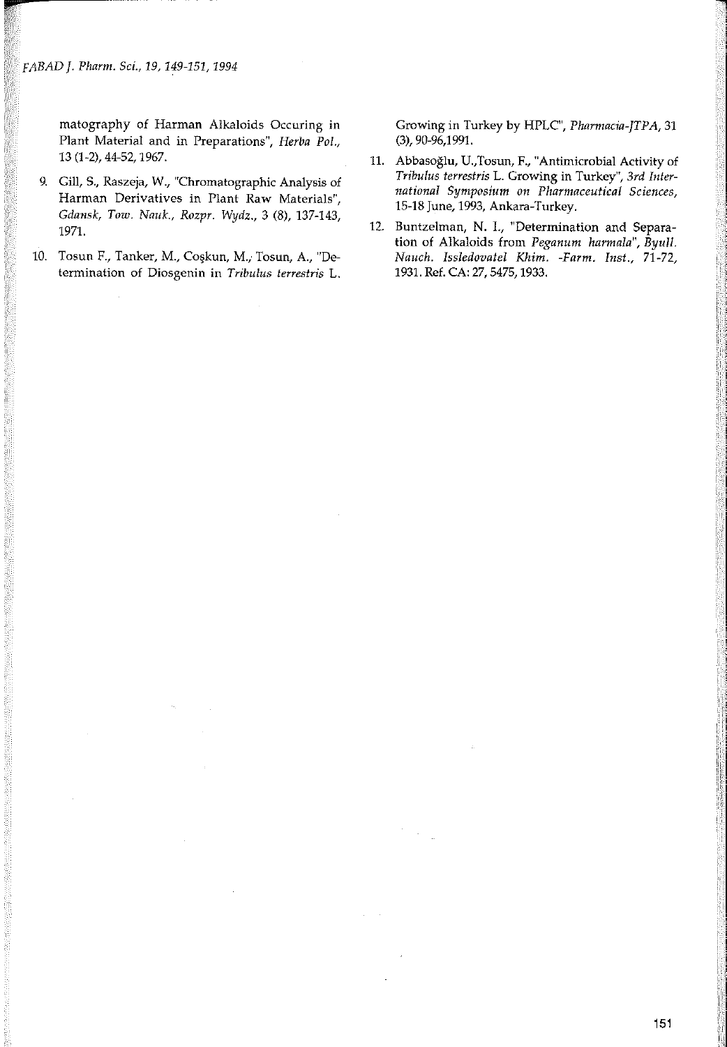matography of Harman Alkaloids Occuring in Plant Material and in Preparations", *Herba Pol.*, 13 (1-2), 44-52, 1967.

9. Gill, S., Raszeja, W., "Chromatographic Analysis of Harman Derivatives in Plant Raw Materials", *Gdansk, Tow. Nauk., Rozpr. Wydz.*, 3 (8), 137-143, 1971.

10. Tosun F., Tanker, M., Coşkun, M., Tosun, A., "Determination of Diosgenin in *Tribulus terrestris* L. Growing in Turkey by HPLC", *Pharmacia-JTPA*, 31 (3), 90-96,1991.

11. Abbasoğlu, U.,Tosun, F., "Antimicrobial Activity of *Tribulus terrestris* L. Growing in Turkey", *3rd International Symposium on Pharmaceutical Sciences*, 15-18 June, 1993, Ankara-Turkey.

12. Buntzelman, N. I., "Determination and Separation of Alkaloids from *Peganum harmala*", *Byull. Nauch. Issledovatel Khim. -Farm. Inst.*, 71-72, 1931. Ref. CA: 27, 5475, 1933.